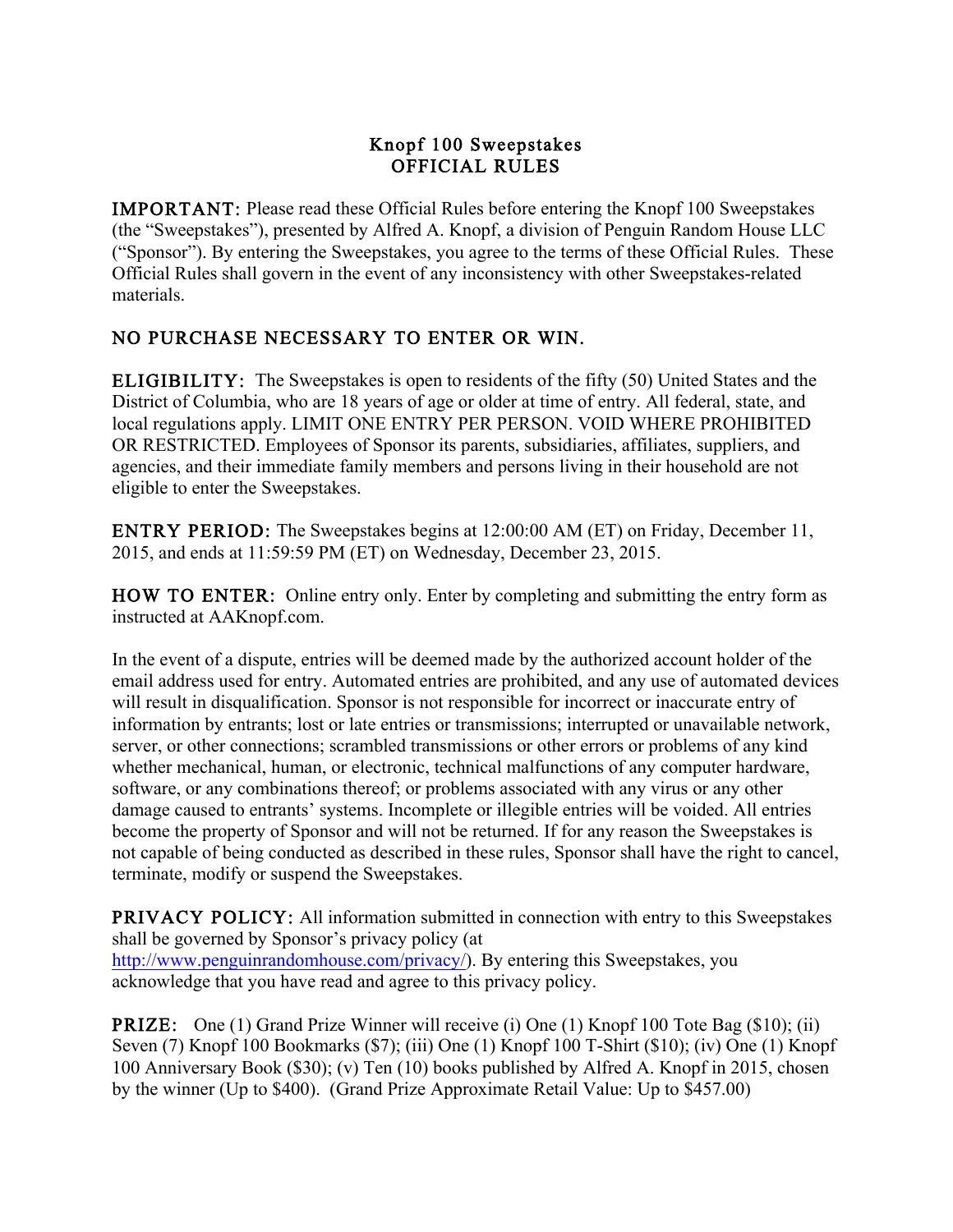# Knopf 100 Sweepstakes
# OFFICIAL RULES

**IMPORTANT:** Please read these Official Rules before entering the Knopf 100 Sweepstakes (the "Sweepstakes"), presented by Alfred A. Knopf, a division of Penguin Random House LLC ("Sponsor"). By entering the Sweepstakes, you agree to the terms of these Official Rules. These Official Rules shall govern in the event of any inconsistency with other Sweepstakes-related materials.

## NO PURCHASE NECESSARY TO ENTER OR WIN.

**ELIGIBILITY:** The Sweepstakes is open to residents of the fifty (50) United States and the District of Columbia, who are 18 years of age or older at time of entry. All federal, state, and local regulations apply. LIMIT ONE ENTRY PER PERSON. VOID WHERE PROHIBITED OR RESTRICTED. Employees of Sponsor its parents, subsidiaries, affiliates, suppliers, and agencies, and their immediate family members and persons living in their household are not eligible to enter the Sweepstakes.

**ENTRY PERIOD:** The Sweepstakes begins at 12:00:00 AM (ET) on Friday, December 11, 2015, and ends at 11:59:59 PM (ET) on Wednesday, December 23, 2015.

**HOW TO ENTER:** Online entry only. Enter by completing and submitting the entry form as instructed at AAKnopf.com.

In the event of a dispute, entries will be deemed made by the authorized account holder of the email address used for entry. Automated entries are prohibited, and any use of automated devices will result in disqualification. Sponsor is not responsible for incorrect or inaccurate entry of information by entrants; lost or late entries or transmissions; interrupted or unavailable network, server, or other connections; scrambled transmissions or other errors or problems of any kind whether mechanical, human, or electronic, technical malfunctions of any computer hardware, software, or any combinations thereof; or problems associated with any virus or any other damage caused to entrants' systems. Incomplete or illegible entries will be voided. All entries become the property of Sponsor and will not be returned. If for any reason the Sweepstakes is not capable of being conducted as described in these rules, Sponsor shall have the right to cancel, terminate, modify or suspend the Sweepstakes.

**PRIVACY POLICY:** All information submitted in connection with entry to this Sweepstakes shall be governed by Sponsor's privacy policy (at http://www.penguinrandomhouse.com/privacy/). By entering this Sweepstakes, you acknowledge that you have read and agree to this privacy policy.

**PRIZE:** One (1) Grand Prize Winner will receive (i) One (1) Knopf 100 Tote Bag ($10); (ii) Seven (7) Knopf 100 Bookmarks ($7); (iii) One (1) Knopf 100 T-Shirt ($10); (iv) One (1) Knopf 100 Anniversary Book ($30); (v) Ten (10) books published by Alfred A. Knopf in 2015, chosen by the winner (Up to $400). (Grand Prize Approximate Retail Value: Up to $457.00)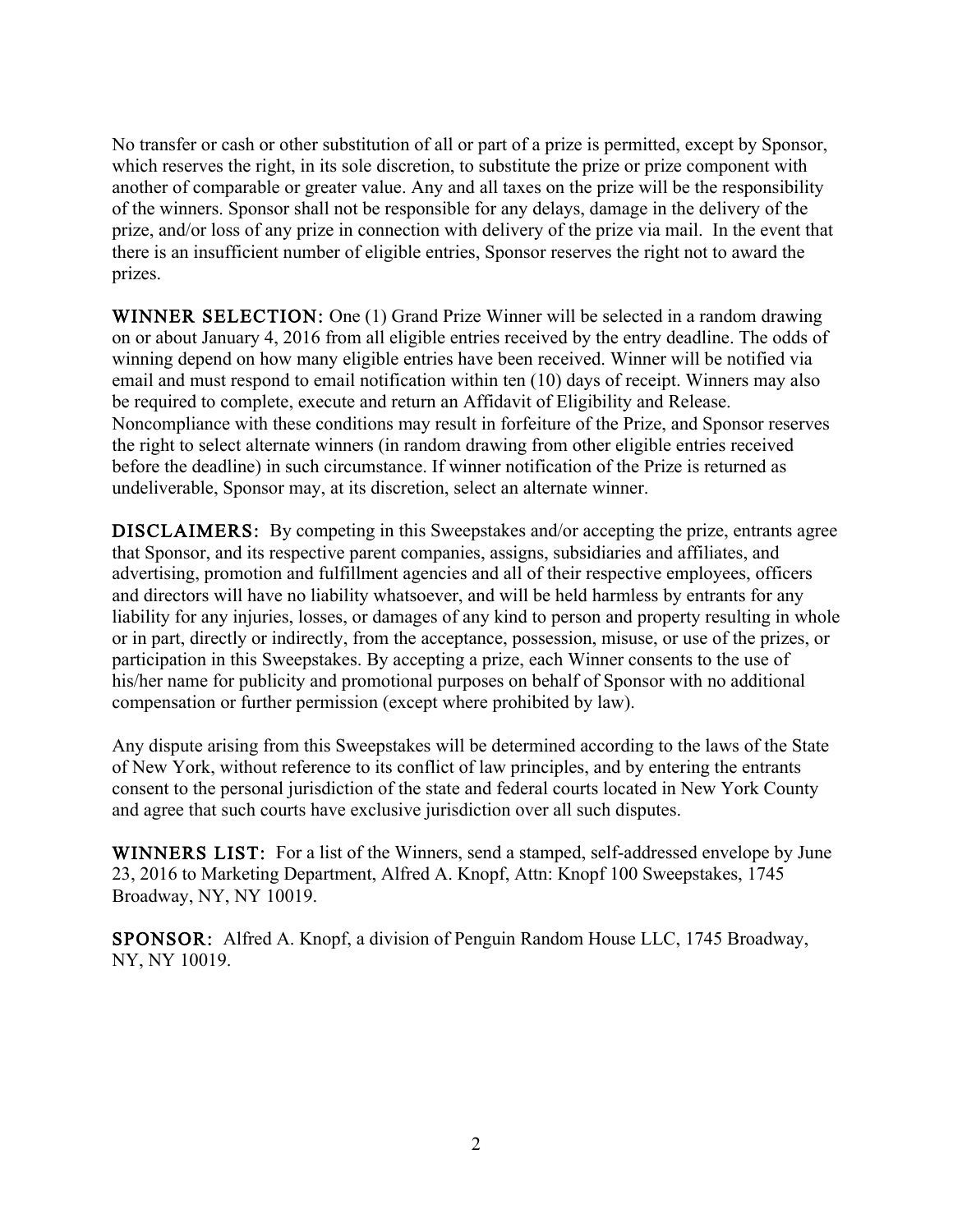No transfer or cash or other substitution of all or part of a prize is permitted, except by Sponsor, which reserves the right, in its sole discretion, to substitute the prize or prize component with another of comparable or greater value. Any and all taxes on the prize will be the responsibility of the winners. Sponsor shall not be responsible for any delays, damage in the delivery of the prize, and/or loss of any prize in connection with delivery of the prize via mail. In the event that there is an insufficient number of eligible entries, Sponsor reserves the right not to award the prizes.

**WINNER SELECTION:** One (1) Grand Prize Winner will be selected in a random drawing on or about January 4, 2016 from all eligible entries received by the entry deadline. The odds of winning depend on how many eligible entries have been received. Winner will be notified via email and must respond to email notification within ten (10) days of receipt. Winners may also be required to complete, execute and return an Affidavit of Eligibility and Release. Noncompliance with these conditions may result in forfeiture of the Prize, and Sponsor reserves the right to select alternate winners (in random drawing from other eligible entries received before the deadline) in such circumstance. If winner notification of the Prize is returned as undeliverable, Sponsor may, at its discretion, select an alternate winner.

**DISCLAIMERS:** By competing in this Sweepstakes and/or accepting the prize, entrants agree that Sponsor, and its respective parent companies, assigns, subsidiaries and affiliates, and advertising, promotion and fulfillment agencies and all of their respective employees, officers and directors will have no liability whatsoever, and will be held harmless by entrants for any liability for any injuries, losses, or damages of any kind to person and property resulting in whole or in part, directly or indirectly, from the acceptance, possession, misuse, or use of the prizes, or participation in this Sweepstakes. By accepting a prize, each Winner consents to the use of his/her name for publicity and promotional purposes on behalf of Sponsor with no additional compensation or further permission (except where prohibited by law).

Any dispute arising from this Sweepstakes will be determined according to the laws of the State of New York, without reference to its conflict of law principles, and by entering the entrants consent to the personal jurisdiction of the state and federal courts located in New York County and agree that such courts have exclusive jurisdiction over all such disputes.

**WINNERS LIST:** For a list of the Winners, send a stamped, self-addressed envelope by June 23, 2016 to Marketing Department, Alfred A. Knopf, Attn: Knopf 100 Sweepstakes, 1745 Broadway, NY, NY 10019.

**SPONSOR:** Alfred A. Knopf, a division of Penguin Random House LLC, 1745 Broadway, NY, NY 10019.